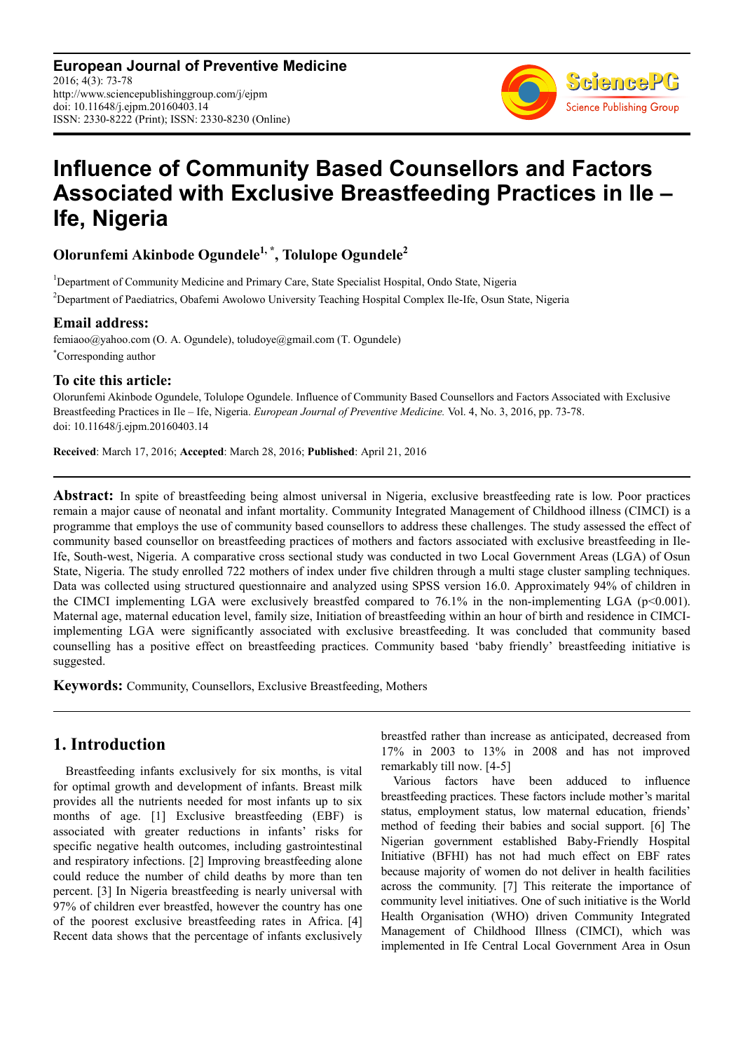**European Journal of Preventive Medicine**
2016; 4(3): 73-78
http://www.sciencepublishinggroup.com/j/ejpm
doi: 10.11648/j.ejpm.20160403.14
ISSN: 2330-8222 (Print); ISSN: 2330-8230 (Online)

# Influence of Community Based Counsellors and Factors Associated with Exclusive Breastfeeding Practices in Ile – Ife, Nigeria

**Olorunfemi Akinbode Ogundele[1, *], Tolulope Ogundele[2]**

[1]Department of Community Medicine and Primary Care, State Specialist Hospital, Ondo State, Nigeria

[2]Department of Paediatrics, Obafemi Awolowo University Teaching Hospital Complex Ile-Ife, Osun State, Nigeria

### Email address:

femiaoo@yahoo.com (O. A. Ogundele), toludoye@gmail.com (T. Ogundele)

[*]Corresponding author

### To cite this article:

Olorunfemi Akinbode Ogundele, Tolulope Ogundele. Influence of Community Based Counsellors and Factors Associated with Exclusive Breastfeeding Practices in Ile – Ife, Nigeria. *European Journal of Preventive Medicine.* Vol. 4, No. 3, 2016, pp. 73-78. doi: 10.11648/j.ejpm.20160403.14

**Received**: March 17, 2016; **Accepted**: March 28, 2016; **Published**: April 21, 2016

---

**Abstract:** In spite of breastfeeding being almost universal in Nigeria, exclusive breastfeeding rate is low. Poor practices remain a major cause of neonatal and infant mortality. Community Integrated Management of Childhood illness (CIMCI) is a programme that employs the use of community based counsellors to address these challenges. The study assessed the effect of community based counsellor on breastfeeding practices of mothers and factors associated with exclusive breastfeeding in Ile-Ife, South-west, Nigeria. A comparative cross sectional study was conducted in two Local Government Areas (LGA) of Osun State, Nigeria. The study enrolled 722 mothers of index under five children through a multi stage cluster sampling techniques. Data was collected using structured questionnaire and analyzed using SPSS version 16.0. Approximately 94% of children in the CIMCI implementing LGA were exclusively breastfed compared to 76.1% in the non-implementing LGA ($p<0.001$). Maternal age, maternal education level, family size, Initiation of breastfeeding within an hour of birth and residence in CIMCI-implementing LGA were significantly associated with exclusive breastfeeding. It was concluded that community based counselling has a positive effect on breastfeeding practices. Community based 'baby friendly' breastfeeding initiative is suggested.

**Keywords:** Community, Counsellors, Exclusive Breastfeeding, Mothers

---

## 1. Introduction

Breastfeeding infants exclusively for six months, is vital for optimal growth and development of infants. Breast milk provides all the nutrients needed for most infants up to six months of age. [1] Exclusive breastfeeding (EBF) is associated with greater reductions in infants' risks for specific negative health outcomes, including gastrointestinal and respiratory infections. [2] Improving breastfeeding alone could reduce the number of child deaths by more than ten percent. [3] In Nigeria breastfeeding is nearly universal with 97% of children ever breastfed, however the country has one of the poorest exclusive breastfeeding rates in Africa. [4] Recent data shows that the percentage of infants exclusively breastfed rather than increase as anticipated, decreased from 17% in 2003 to 13% in 2008 and has not improved remarkably till now. [4-5]

Various factors have been adduced to influence breastfeeding practices. These factors include mother's marital status, employment status, low maternal education, friends' method of feeding their babies and social support. [6] The Nigerian government established Baby-Friendly Hospital Initiative (BFHI) has not had much effect on EBF rates because majority of women do not deliver in health facilities across the community. [7] This reiterate the importance of community level initiatives. One of such initiative is the World Health Organisation (WHO) driven Community Integrated Management of Childhood Illness (CIMCI), which was implemented in Ife Central Local Government Area in Osun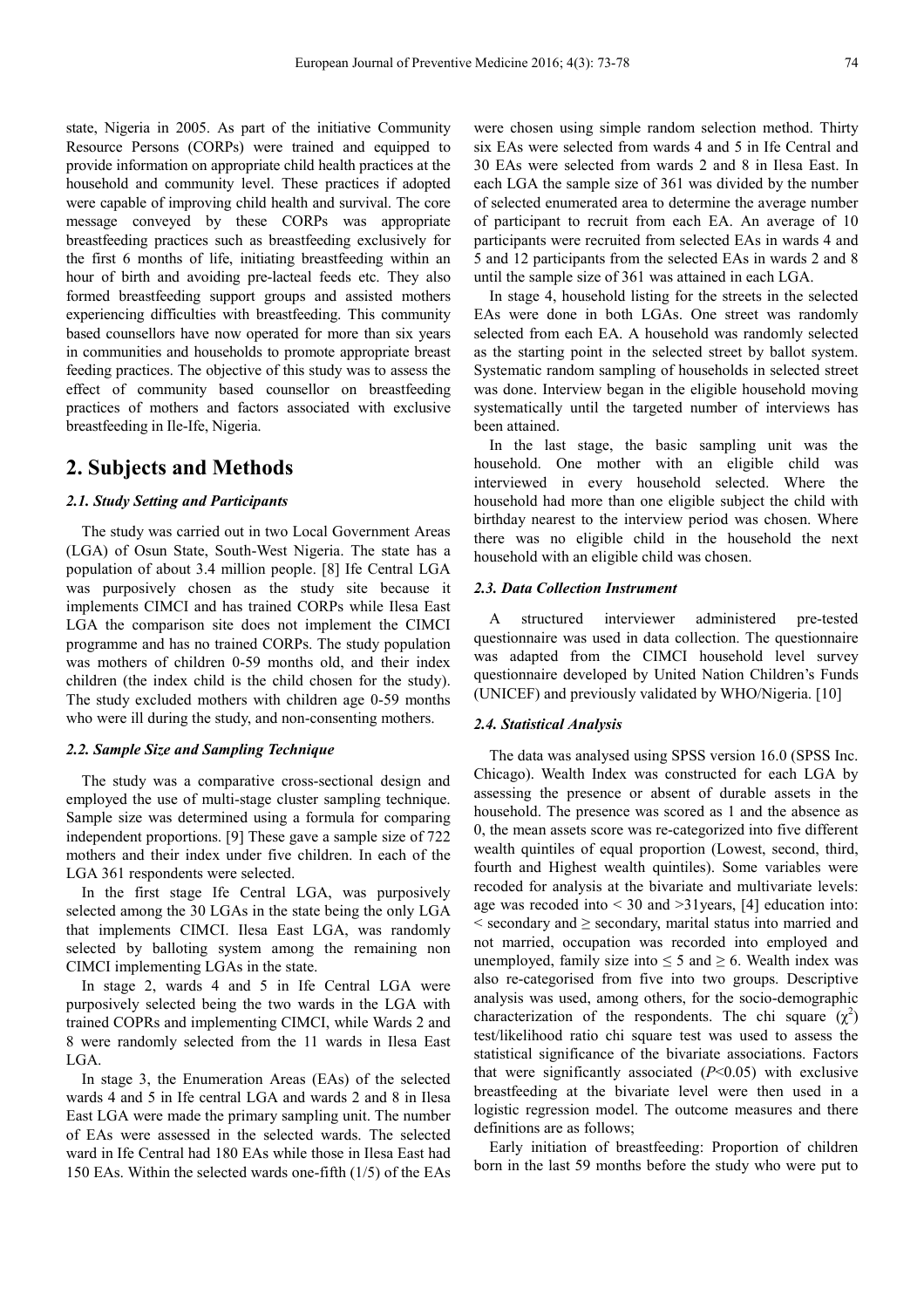state, Nigeria in 2005. As part of the initiative Community Resource Persons (CORPs) were trained and equipped to provide information on appropriate child health practices at the household and community level. These practices if adopted were capable of improving child health and survival. The core message conveyed by these CORPs was appropriate breastfeeding practices such as breastfeeding exclusively for the first 6 months of life, initiating breastfeeding within an hour of birth and avoiding pre-lacteal feeds etc. They also formed breastfeeding support groups and assisted mothers experiencing difficulties with breastfeeding. This community based counsellors have now operated for more than six years in communities and households to promote appropriate breast feeding practices. The objective of this study was to assess the effect of community based counsellor on breastfeeding practices of mothers and factors associated with exclusive breastfeeding in Ile-Ife, Nigeria.

## 2. Subjects and Methods

### 2.1. Study Setting and Participants

The study was carried out in two Local Government Areas (LGA) of Osun State, South-West Nigeria. The state has a population of about 3.4 million people. [8] Ife Central LGA was purposively chosen as the study site because it implements CIMCI and has trained CORPs while Ilesa East LGA the comparison site does not implement the CIMCI programme and has no trained CORPs. The study population was mothers of children 0-59 months old, and their index children (the index child is the child chosen for the study). The study excluded mothers with children age 0-59 months who were ill during the study, and non-consenting mothers.

### 2.2. Sample Size and Sampling Technique

The study was a comparative cross-sectional design and employed the use of multi-stage cluster sampling technique. Sample size was determined using a formula for comparing independent proportions. [9] These gave a sample size of 722 mothers and their index under five children. In each of the LGA 361 respondents were selected.

In the first stage Ife Central LGA, was purposively selected among the 30 LGAs in the state being the only LGA that implements CIMCI. Ilesa East LGA, was randomly selected by balloting system among the remaining non CIMCI implementing LGAs in the state.

In stage 2, wards 4 and 5 in Ife Central LGA were purposively selected being the two wards in the LGA with trained COPRs and implementing CIMCI, while Wards 2 and 8 were randomly selected from the 11 wards in Ilesa East LGA.

In stage 3, the Enumeration Areas (EAs) of the selected wards 4 and 5 in Ife central LGA and wards 2 and 8 in Ilesa East LGA were made the primary sampling unit. The number of EAs were assessed in the selected wards. The selected ward in Ife Central had 180 EAs while those in Ilesa East had 150 EAs. Within the selected wards one-fifth (1/5) of the EAs were chosen using simple random selection method. Thirty six EAs were selected from wards 4 and 5 in Ife Central and 30 EAs were selected from wards 2 and 8 in Ilesa East. In each LGA the sample size of 361 was divided by the number of selected enumerated area to determine the average number of participant to recruit from each EA. An average of 10 participants were recruited from selected EAs in wards 4 and 5 and 12 participants from the selected EAs in wards 2 and 8 until the sample size of 361 was attained in each LGA.

In stage 4, household listing for the streets in the selected EAs were done in both LGAs. One street was randomly selected from each EA. A household was randomly selected as the starting point in the selected street by ballot system. Systematic random sampling of households in selected street was done. Interview began in the eligible household moving systematically until the targeted number of interviews has been attained.

In the last stage, the basic sampling unit was the household. One mother with an eligible child was interviewed in every household selected. Where the household had more than one eligible subject the child with birthday nearest to the interview period was chosen. Where there was no eligible child in the household the next household with an eligible child was chosen.

### 2.3. Data Collection Instrument

A structured interviewer administered pre-tested questionnaire was used in data collection. The questionnaire was adapted from the CIMCI household level survey questionnaire developed by United Nation Children's Funds (UNICEF) and previously validated by WHO/Nigeria. [10]

### 2.4. Statistical Analysis

The data was analysed using SPSS version 16.0 (SPSS Inc. Chicago). Wealth Index was constructed for each LGA by assessing the presence or absent of durable assets in the household. The presence was scored as 1 and the absence as 0, the mean assets score was re-categorized into five different wealth quintiles of equal proportion (Lowest, second, third, fourth and Highest wealth quintiles). Some variables were recoded for analysis at the bivariate and multivariate levels: age was recoded into < 30 and >31years, [4] education into: < secondary and ≥ secondary, marital status into married and not married, occupation was recorded into employed and unemployed, family size into ≤ 5 and ≥ 6. Wealth index was also re-categorised from five into two groups. Descriptive analysis was used, among others, for the socio-demographic characterization of the respondents. The chi square ($\chi^2$) test/likelihood ratio chi square test was used to assess the statistical significance of the bivariate associations. Factors that were significantly associated ($P$<0.05) with exclusive breastfeeding at the bivariate level were then used in a logistic regression model. The outcome measures and there definitions are as follows;

Early initiation of breastfeeding: Proportion of children born in the last 59 months before the study who were put to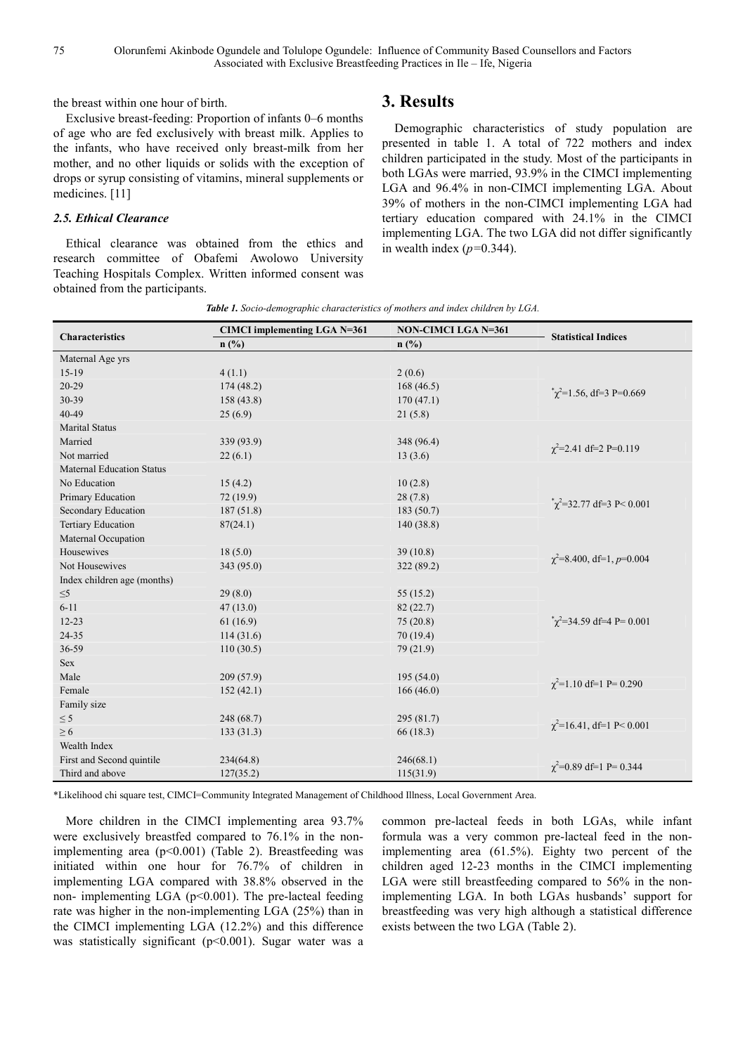the breast within one hour of birth.

Exclusive breast-feeding: Proportion of infants 0–6 months of age who are fed exclusively with breast milk. Applies to the infants, who have received only breast-milk from her mother, and no other liquids or solids with the exception of drops or syrup consisting of vitamins, mineral supplements or medicines. [11]

### *2.5. Ethical Clearance*

Ethical clearance was obtained from the ethics and research committee of Obafemi Awolowo University Teaching Hospitals Complex. Written informed consent was obtained from the participants.

## 3. Results

Demographic characteristics of study population are presented in table 1. A total of 722 mothers and index children participated in the study. Most of the participants in both LGAs were married, 93.9% in the CIMCI implementing LGA and 96.4% in non-CIMCI implementing LGA. About 39% of mothers in the non-CIMCI implementing LGA had tertiary education compared with 24.1% in the CIMCI implementing LGA. The two LGA did not differ significantly in wealth index ($p$=0.344).

***Table 1.** Socio-demographic characteristics of mothers and index children by LGA.*

| Characteristics | CIMCI implementing LGA N=361 | NON-CIMCI LGA N=361 | Statistical Indices |
|---|---|---|---|
| | n (%) | n (%) | |
| Maternal Age yrs | | | |
| 15-19 | 4 (1.1) | 2 (0.6) | $^{*}\chi^2$=1.56, df=3 P=0.669 |
| 20-29 | 174 (48.2) | 168 (46.5) | |
| 30-39 | 158 (43.8) | 170 (47.1) | |
| 40-49 | 25 (6.9) | 21 (5.8) | |
| Marital Status | | | |
| Married | 339 (93.9) | 348 (96.4) | $\chi^2$=2.41 df=2 P=0.119 |
| Not married | 22 (6.1) | 13 (3.6) | |
| Maternal Education Status | | | |
| No Education | 15 (4.2) | 10 (2.8) | $^{*}\chi^2$=32.77 df=3 P< 0.001 |
| Primary Education | 72 (19.9) | 28 (7.8) | |
| Secondary Education | 187 (51.8) | 183 (50.7) | |
| Tertiary Education | 87(24.1) | 140 (38.8) | |
| Maternal Occupation | | | |
| Housewives | 18 (5.0) | 39 (10.8) | $\chi^2$=8.400, df=1, $p$=0.004 |
| Not Housewives | 343 (95.0) | 322 (89.2) | |
| Index children age (months) | | | |
| ≤5 | 29 (8.0) | 55 (15.2) | $^{*}\chi^2$=34.59 df=4 P= 0.001 |
| 6-11 | 47 (13.0) | 82 (22.7) | |
| 12-23 | 61 (16.9) | 75 (20.8) | |
| 24-35 | 114 (31.6) | 70 (19.4) | |
| 36-59 | 110 (30.5) | 79 (21.9) | |
| Sex | | | |
| Male | 209 (57.9) | 195 (54.0) | $\chi^2$=1.10 df=1 P= 0.290 |
| Female | 152 (42.1) | 166 (46.0) | |
| Family size | | | |
| ≤ 5 | 248 (68.7) | 295 (81.7) | $\chi^2$=16.41, df=1 P< 0.001 |
| ≥ 6 | 133 (31.3) | 66 (18.3) | |
| Wealth Index | | | |
| First and Second quintile | 234(64.8) | 246(68.1) | $\chi^2$=0.89 df=1 P= 0.344 |
| Third and above | 127(35.2) | 115(31.9) | |

*Likelihood chi square test, CIMCI=Community Integrated Management of Childhood Illness, Local Government Area.

More children in the CIMCI implementing area 93.7% were exclusively breastfed compared to 76.1% in the non-implementing area (p<0.001) (Table 2). Breastfeeding was initiated within one hour for 76.7% of children in implementing LGA compared with 38.8% observed in the non- implementing LGA (p<0.001). The pre-lacteal feeding rate was higher in the non-implementing LGA (25%) than in the CIMCI implementing LGA (12.2%) and this difference was statistically significant (p<0.001). Sugar water was a common pre-lacteal feeds in both LGAs, while infant formula was a very common pre-lacteal feed in the non-implementing area (61.5%). Eighty two percent of the children aged 12-23 months in the CIMCI implementing LGA were still breastfeeding compared to 56% in the non-implementing LGA. In both LGAs husbands' support for breastfeeding was very high although a statistical difference exists between the two LGA (Table 2).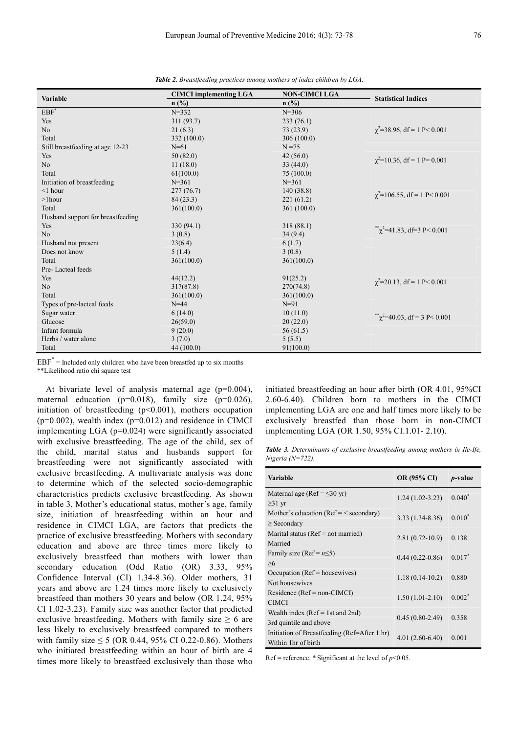*Table 2. Breastfeeding practices among mothers of index children by LGA.*

| Variable | CIMCI implementing LGA | NON-CIMCI LGA | Statistical Indices |
|---|---|---|---|
| | n (%) | n (%) | |
| EBF* | N=332 | N=306 | |
| Yes | 311 (93.7) | 233 (76.1) | |
| No | 21 (6.3) | 73 (23.9) | $\chi^2$=38.96, df = 1 P< 0.001 |
| Total | 332 (100.0) | 306 (100.0) | |
| Still breastfeeding at age 12-23 | N=61 | N =75 | |
| Yes | 50 (82.0) | 42 (56.0) | $\chi^2$=10.36, df = 1 P= 0.001 |
| No | 11 (18.0) | 33 (44.0) | |
| Total | 61(100.0) | 75 (100.0) | |
| Initiation of breastfeeding | N=361 | N=361 | |
| <1 hour | 277 (76.7) | 140 (38.8) | $\chi^2$=106.55, df = 1 P< 0.001 |
| >1hour | 84 (23.3) | 221 (61.2) | |
| Total | 361(100.0) | 361 (100.0) | |
| Husband support for breastfeeding | | | |
| Yes | 330 (94.1) | 318 (88.1) | **$\chi^2$=41.83, df=3 P< 0.001 |
| No | 3 (0.8) | 34 (9.4) | |
| Husband not present | 23(6.4) | 6 (1.7) | |
| Does not know | 5 (1.4) | 3 (0.8) | |
| Total | 361(100.0) | 361(100.0) | |
| Pre- Lacteal feeds | | | |
| Yes | 44(12.2) | 91(25.2) | $\chi^2$=20.13, df = 1 P< 0.001 |
| No | 317(87.8) | 270(74.8) | |
| Total | 361(100.0) | 361(100.0) | |
| Types of pre-lacteal feeds | N=44 | N=91 | |
| Sugar water | 6 (14.0) | 10 (11.0) | **$\chi^2$=40.03, df = 3 P< 0.001 |
| Glucose | 26(59.0) | 20 (22.0) | |
| Infant formula | 9 (20.0) | 56 (61.5) | |
| Herbs / water alone | 3 (7.0) | 5 (5.5) | |
| Total | 44 (100.0) | 91(100.0) | |

EBF* = Included only children who have been breastfed up to six months
**Likelihood ratio chi square test

At bivariate level of analysis maternal age (p=0.004), maternal education (p=0.018), family size (p=0.026), initiation of breastfeeding (p<0.001), mothers occupation (p=0.002), wealth index (p=0.012) and residence in CIMCI implementing LGA (p=0.024) were significantly associated with exclusive breastfeeding. The age of the child, sex of the child, marital status and husbands support for breastfeeding were not significantly associated with exclusive breastfeeding. A multivariate analysis was done to determine which of the selected socio-demographic characteristics predicts exclusive breastfeeding. As shown in table 3, Mother's educational status, mother's age, family size, initiation of breastfeeding within an hour and residence in CIMCI LGA, are factors that predicts the practice of exclusive breastfeeding. Mothers with secondary education and above are three times more likely to exclusively breastfeed than mothers with lower than secondary education (Odd Ratio (OR) 3.33, 95% Confidence Interval (CI) 1.34-8.36). Older mothers, 31 years and above are 1.24 times more likely to exclusively breastfeed than mothers 30 years and below (OR 1.24, 95% CI 1.02-3.23). Family size was another factor that predicted exclusive breastfeeding. Mothers with family size ≥ 6 are less likely to exclusively breastfeed compared to mothers with family size ≤ 5 (OR 0.44, 95% CI 0.22-0.86). Mothers who initiated breastfeeding within an hour of birth are 4 times more likely to breastfeed exclusively than those who initiated breastfeeding an hour after birth (OR 4.01, 95%CI 2.60-6.40). Children born to mothers in the CIMCI implementing LGA are one and half times more likely to be exclusively breastfed than those born in non-CIMCI implementing LGA (OR 1.50, 95% CI.1.01- 2.10).

*Table 3. Determinants of exclusive breastfeeding among mothers in Ile-Ife, Nigeria (N=722).*

| Variable | OR (95% CI) | *p*-value |
|---|---|---|
| Maternal age (Ref = ≤30 yr)<br>≥31 yr | 1.24 (1.02-3.23) | 0.040* |
| Mother's education (Ref = < secondary)<br>≥ Secondary | 3.33 (1.34-8.36) | 0.010* |
| Marital status (Ref = not married)<br>Married | 2.81 (0.72-10.9) | 0.138 |
| Family size (Ref = *n*≤5)<br>≥6 | 0.44 (0.22-0.86) | 0.017* |
| Occupation (Ref = housewives)<br>Not housewives | 1.18 (0.14-10.2) | 0.880 |
| Residence (Ref = non-CIMCI)<br>CIMCI | 1.50 (1.01-2.10) | 0.002* |
| Wealth index (Ref = 1st and 2nd)<br>3rd quintile and above | 0.45 (0.80-2.49) | 0.358 |
| Initiation of Breastfeeding (Ref=After 1 hr)<br>Within 1hr of birth | 4.01 (2.60-6.40) | 0.001 |

Ref = reference. * Significant at the level of $p$<0.05.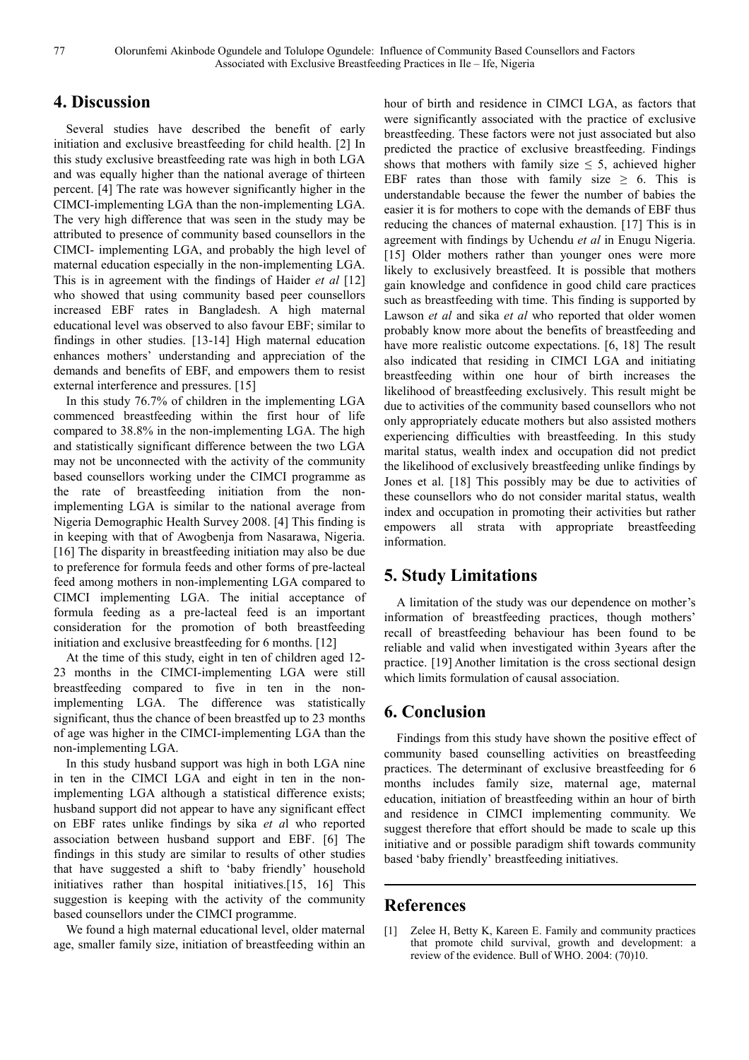## 4. Discussion

Several studies have described the benefit of early initiation and exclusive breastfeeding for child health. [2] In this study exclusive breastfeeding rate was high in both LGA and was equally higher than the national average of thirteen percent. [4] The rate was however significantly higher in the CIMCI-implementing LGA than the non-implementing LGA. The very high difference that was seen in the study may be attributed to presence of community based counsellors in the CIMCI- implementing LGA, and probably the high level of maternal education especially in the non-implementing LGA. This is in agreement with the findings of Haider *et al* [12] who showed that using community based peer counsellors increased EBF rates in Bangladesh. A high maternal educational level was observed to also favour EBF; similar to findings in other studies. [13-14] High maternal education enhances mothers' understanding and appreciation of the demands and benefits of EBF, and empowers them to resist external interference and pressures. [15]

In this study 76.7% of children in the implementing LGA commenced breastfeeding within the first hour of life compared to 38.8% in the non-implementing LGA. The high and statistically significant difference between the two LGA may not be unconnected with the activity of the community based counsellors working under the CIMCI programme as the rate of breastfeeding initiation from the non-implementing LGA is similar to the national average from Nigeria Demographic Health Survey 2008. [4] This finding is in keeping with that of Awogbenja from Nasarawa, Nigeria. [16] The disparity in breastfeeding initiation may also be due to preference for formula feeds and other forms of pre-lacteal feed among mothers in non-implementing LGA compared to CIMCI implementing LGA. The initial acceptance of formula feeding as a pre-lacteal feed is an important consideration for the promotion of both breastfeeding initiation and exclusive breastfeeding for 6 months. [12]

At the time of this study, eight in ten of children aged 12-23 months in the CIMCI-implementing LGA were still breastfeeding compared to five in ten in the non-implementing LGA. The difference was statistically significant, thus the chance of been breastfed up to 23 months of age was higher in the CIMCI-implementing LGA than the non-implementing LGA.

In this study husband support was high in both LGA nine in ten in the CIMCI LGA and eight in ten in the non-implementing LGA although a statistical difference exists; husband support did not appear to have any significant effect on EBF rates unlike findings by sika *et a*l who reported association between husband support and EBF. [6] The findings in this study are similar to results of other studies that have suggested a shift to 'baby friendly' household initiatives rather than hospital initiatives.[15, 16] This suggestion is keeping with the activity of the community based counsellors under the CIMCI programme.

We found a high maternal educational level, older maternal age, smaller family size, initiation of breastfeeding within an hour of birth and residence in CIMCI LGA, as factors that were significantly associated with the practice of exclusive breastfeeding. These factors were not just associated but also predicted the practice of exclusive breastfeeding. Findings shows that mothers with family size $\leq$ 5, achieved higher EBF rates than those with family size $\geq$ 6. This is understandable because the fewer the number of babies the easier it is for mothers to cope with the demands of EBF thus reducing the chances of maternal exhaustion. [17] This is in agreement with findings by Uchendu *et al* in Enugu Nigeria. [15] Older mothers rather than younger ones were more likely to exclusively breastfeed. It is possible that mothers gain knowledge and confidence in good child care practices such as breastfeeding with time. This finding is supported by Lawson *et al* and sika *et al* who reported that older women probably know more about the benefits of breastfeeding and have more realistic outcome expectations. [6, 18] The result also indicated that residing in CIMCI LGA and initiating breastfeeding within one hour of birth increases the likelihood of breastfeeding exclusively. This result might be due to activities of the community based counsellors who not only appropriately educate mothers but also assisted mothers experiencing difficulties with breastfeeding. In this study marital status, wealth index and occupation did not predict the likelihood of exclusively breastfeeding unlike findings by Jones et al. [18] This possibly may be due to activities of these counsellors who do not consider marital status, wealth index and occupation in promoting their activities but rather empowers all strata with appropriate breastfeeding information.

## 5. Study Limitations

A limitation of the study was our dependence on mother's information of breastfeeding practices, though mothers' recall of breastfeeding behaviour has been found to be reliable and valid when investigated within 3years after the practice. [19] Another limitation is the cross sectional design which limits formulation of causal association.

## 6. Conclusion

Findings from this study have shown the positive effect of community based counselling activities on breastfeeding practices. The determinant of exclusive breastfeeding for 6 months includes family size, maternal age, maternal education, initiation of breastfeeding within an hour of birth and residence in CIMCI implementing community. We suggest therefore that effort should be made to scale up this initiative and or possible paradigm shift towards community based 'baby friendly' breastfeeding initiatives.

## References

[1] Zelee H, Betty K, Kareen E. Family and community practices that promote child survival, growth and development: a review of the evidence. Bull of WHO. 2004: (70)10.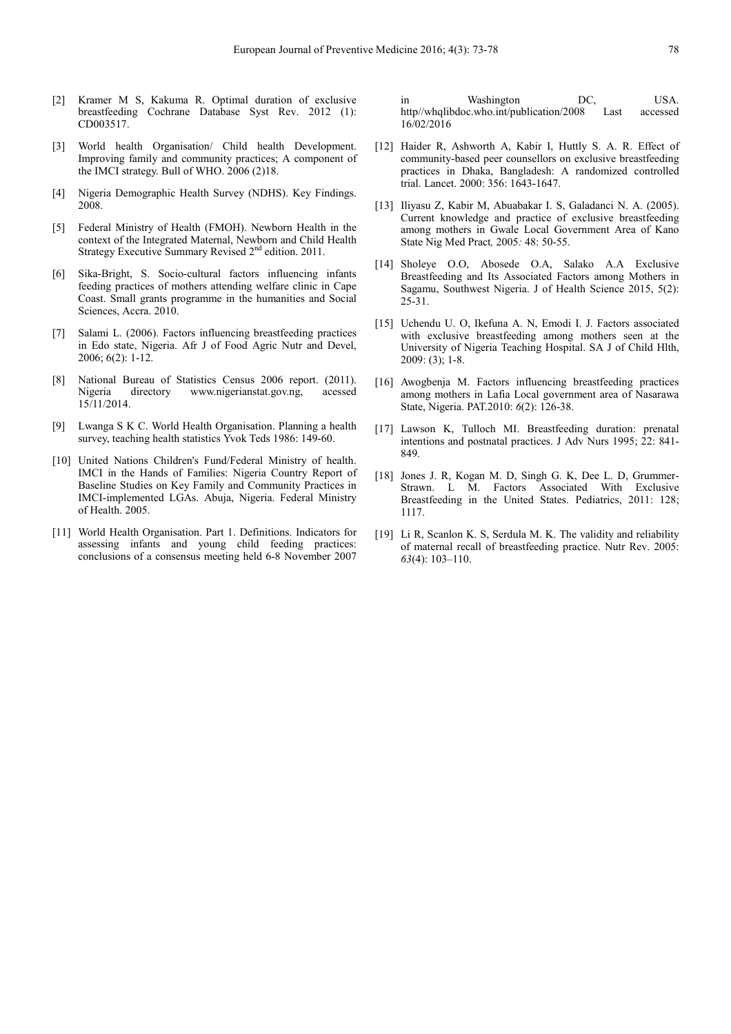[2] Kramer M S, Kakuma R. Optimal duration of exclusive breastfeeding Cochrane Database Syst Rev. 2012 (1): CD003517.

[3] World health Organisation/ Child health Development. Improving family and community practices; A component of the IMCI strategy. Bull of WHO. 2006 (2)18.

[4] Nigeria Demographic Health Survey (NDHS). Key Findings. 2008.

[5] Federal Ministry of Health (FMOH). Newborn Health in the context of the Integrated Maternal, Newborn and Child Health Strategy Executive Summary Revised 2nd edition. 2011.

[6] Sika-Bright, S. Socio-cultural factors influencing infants feeding practices of mothers attending welfare clinic in Cape Coast. Small grants programme in the humanities and Social Sciences, Accra. 2010.

[7] Salami L. (2006). Factors influencing breastfeeding practices in Edo state, Nigeria. Afr J of Food Agric Nutr and Devel, 2006; 6(2): 1-12.

[8] National Bureau of Statistics Census 2006 report. (2011). Nigeria directory www.nigerianstat.gov.ng, acessed 15/11/2014.

[9] Lwanga S K C. World Health Organisation. Planning a health survey, teaching health statistics Yvok Teds 1986: 149-60.

[10] United Nations Children's Fund/Federal Ministry of health. IMCI in the Hands of Families: Nigeria Country Report of Baseline Studies on Key Family and Community Practices in IMCI-implemented LGAs. Abuja, Nigeria. Federal Ministry of Health. 2005.

[11] World Health Organisation. Part 1. Definitions. Indicators for assessing infants and young child feeding practices: conclusions of a consensus meeting held 6-8 November 2007 in Washington DC, USA. http//whqlibdoc.who.int/publication/2008 Last accessed 16/02/2016

[12] Haider R, Ashworth A, Kabir I, Huttly S. A. R. Effect of community-based peer counsellors on exclusive breastfeeding practices in Dhaka, Bangladesh: A randomized controlled trial. Lancet. 2000: 356: 1643-1647.

[13] Iliyasu Z, Kabir M, Abuabakar I. S, Galadanci N. A. (2005). Current knowledge and practice of exclusive breastfeeding among mothers in Gwale Local Government Area of Kano State Nig Med Pract*,* 2005*:* 48: 50-55.

[14] Sholeye O.O, Abosede O.A, Salako A.A Exclusive Breastfeeding and Its Associated Factors among Mothers in Sagamu, Southwest Nigeria. J of Health Science 2015, 5(2): 25-31.

[15] Uchendu U. O, Ikefuna A. N, Emodi I. J. Factors associated with exclusive breastfeeding among mothers seen at the University of Nigeria Teaching Hospital. SA J of Child Hlth, 2009: (3); 1-8.

[16] Awogbenja M. Factors influencing breastfeeding practices among mothers in Lafia Local government area of Nasarawa State, Nigeria. PAT.2010: *6*(2): 126-38.

[17] Lawson K, Tulloch MI. Breastfeeding duration: prenatal intentions and postnatal practices. J Adv Nurs 1995; 22: 841-849.

[18] Jones J. R, Kogan M. D, Singh G. K, Dee L. D, Grummer-Strawn. L M. Factors Associated With Exclusive Breastfeeding in the United States. Pediatrics, 2011: 128; 1117.

[19] Li R, Scanlon K. S, Serdula M. K. The validity and reliability of maternal recall of breastfeeding practice. Nutr Rev. 2005: *63*(4): 103–110.